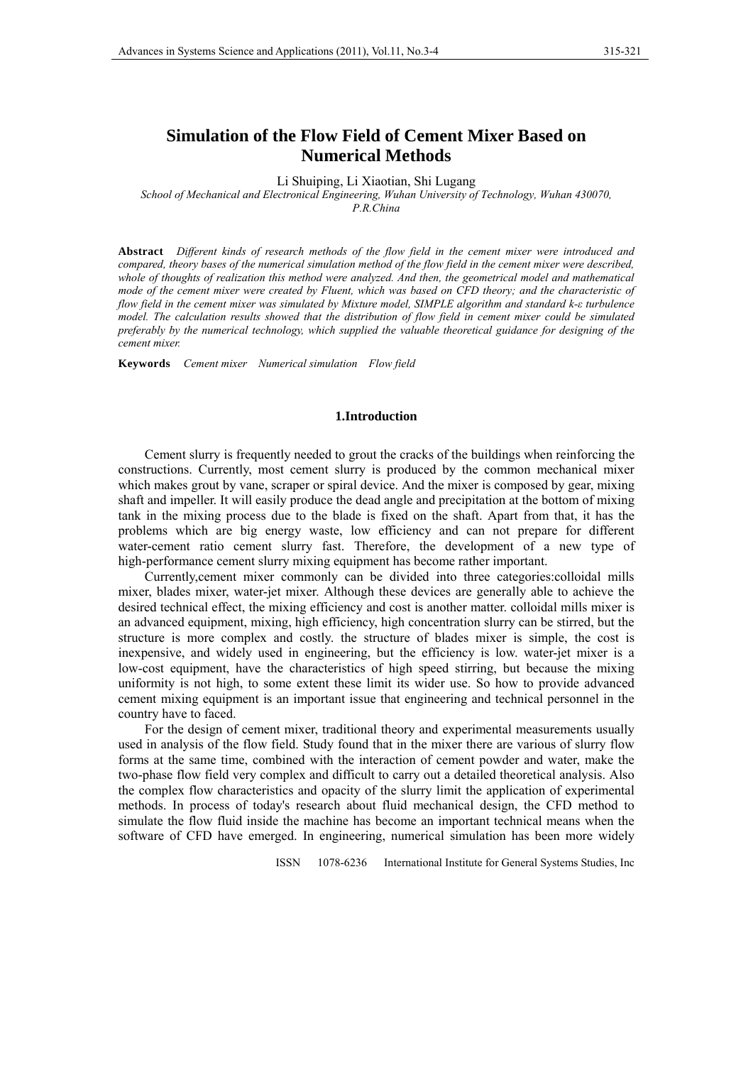# Simulation of the Flow Field of Cement Mixer Based on Numerical Methods

Li Shuiping, Li Xiaotian, Shi Lugang

*School of Mechanical and Electronical Engineering, Wuhan University of Technology, Wuhan 430070, P.R.China*

**Abstract** *Different kinds of research methods of the flow field in the cement mixer were introduced and compared, theory bases of the numerical simulation method of the flow field in the cement mixer were described, whole of thoughts of realization this method were analyzed. And then, the geometrical model and mathematical mode of the cement mixer were created by Fluent, which was based on CFD theory; and the characteristic of flow field in the cement mixer was simulated by Mixture model, SIMPLE algorithm and standard k-ε turbulence model. The calculation results showed that the distribution of flow field in cement mixer could be simulated preferably by the numerical technology, which supplied the valuable theoretical guidance for designing of the cement mixer.*

**Keywords** *Cement mixer Numerical simulation Flow field*

## 1.Introduction

Cement slurry is frequently needed to grout the cracks of the buildings when reinforcing the constructions. Currently, most cement slurry is produced by the common mechanical mixer which makes grout by vane, scraper or spiral device. And the mixer is composed by gear, mixing shaft and impeller. It will easily produce the dead angle and precipitation at the bottom of mixing tank in the mixing process due to the blade is fixed on the shaft. Apart from that, it has the problems which are big energy waste, low efficiency and can not prepare for different water-cement ratio cement slurry fast. Therefore, the development of a new type of high-performance cement slurry mixing equipment has become rather important.

Currently,cement mixer commonly can be divided into three categories:colloidal mills mixer, blades mixer, water-jet mixer. Although these devices are generally able to achieve the desired technical effect, the mixing efficiency and cost is another matter. colloidal mills mixer is an advanced equipment, mixing, high efficiency, high concentration slurry can be stirred, but the structure is more complex and costly. the structure of blades mixer is simple, the cost is inexpensive, and widely used in engineering, but the efficiency is low. water-jet mixer is a low-cost equipment, have the characteristics of high speed stirring, but because the mixing uniformity is not high, to some extent these limit its wider use. So how to provide advanced cement mixing equipment is an important issue that engineering and technical personnel in the country have to faced.

For the design of cement mixer, traditional theory and experimental measurements usually used in analysis of the flow field. Study found that in the mixer there are various of slurry flow forms at the same time, combined with the interaction of cement powder and water, make the two-phase flow field very complex and difficult to carry out a detailed theoretical analysis. Also the complex flow characteristics and opacity of the slurry limit the application of experimental methods. In process of today's research about fluid mechanical design, the CFD method to simulate the flow fluid inside the machine has become an important technical means when the software of CFD have emerged. In engineering, numerical simulation has been more widely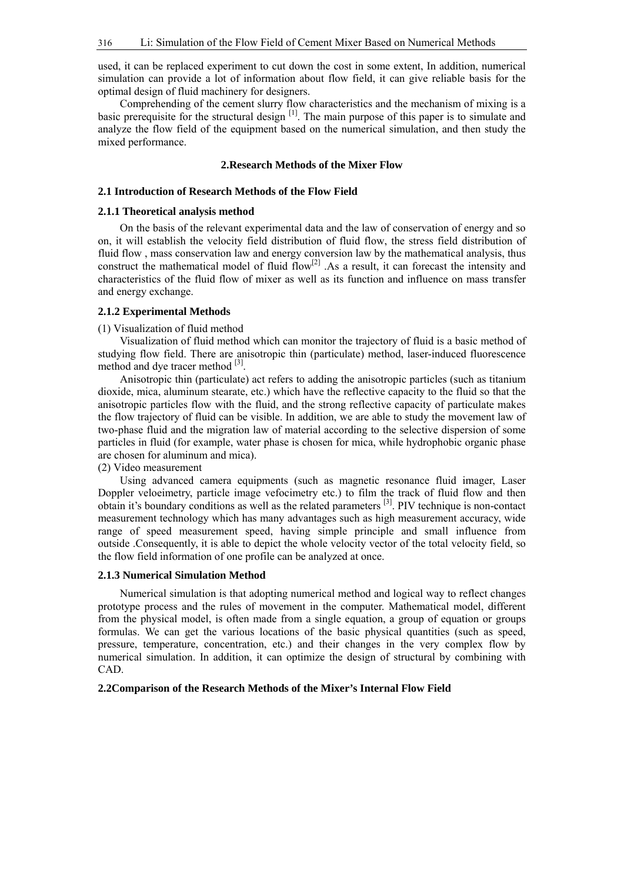used, it can be replaced experiment to cut down the cost in some extent, In addition, numerical simulation can provide a lot of information about flow field, it can give reliable basis for the optimal design of fluid machinery for designers.

Comprehending of the cement slurry flow characteristics and the mechanism of mixing is a basic prerequisite for the structural design [1]. The main purpose of this paper is to simulate and analyze the flow field of the equipment based on the numerical simulation, and then study the mixed performance.

## 2.Research Methods of the Mixer Flow

### 2.1 Introduction of Research Methods of the Flow Field

#### 2.1.1 Theoretical analysis method

On the basis of the relevant experimental data and the law of conservation of energy and so on, it will establish the velocity field distribution of fluid flow, the stress field distribution of fluid flow , mass conservation law and energy conversion law by the mathematical analysis, thus construct the mathematical model of fluid flow[2] .As a result, it can forecast the intensity and characteristics of the fluid flow of mixer as well as its function and influence on mass transfer and energy exchange.

#### 2.1.2 Experimental Methods

(1) Visualization of fluid method

Visualization of fluid method which can monitor the trajectory of fluid is a basic method of studying flow field. There are anisotropic thin (particulate) method, laser-induced fluorescence method and dye tracer method [3].

Anisotropic thin (particulate) act refers to adding the anisotropic particles (such as titanium dioxide, mica, aluminum stearate, etc.) which have the reflective capacity to the fluid so that the anisotropic particles flow with the fluid, and the strong reflective capacity of particulate makes the flow trajectory of fluid can be visible. In addition, we are able to study the movement law of two-phase fluid and the migration law of material according to the selective dispersion of some particles in fluid (for example, water phase is chosen for mica, while hydrophobic organic phase are chosen for aluminum and mica).

(2) Video measurement

Using advanced camera equipments (such as magnetic resonance fluid imager, Laser Doppler veloeimetry, particle image vefocimetry etc.) to film the track of fluid flow and then obtain it's boundary conditions as well as the related parameters [3]. PIV technique is non-contact measurement technology which has many advantages such as high measurement accuracy, wide range of speed measurement speed, having simple principle and small influence from outside .Consequently, it is able to depict the whole velocity vector of the total velocity field, so the flow field information of one profile can be analyzed at once.

#### 2.1.3 Numerical Simulation Method

Numerical simulation is that adopting numerical method and logical way to reflect changes prototype process and the rules of movement in the computer. Mathematical model, different from the physical model, is often made from a single equation, a group of equation or groups formulas. We can get the various locations of the basic physical quantities (such as speed, pressure, temperature, concentration, etc.) and their changes in the very complex flow by numerical simulation. In addition, it can optimize the design of structural by combining with CAD.

### 2.2Comparison of the Research Methods of the Mixer's Internal Flow Field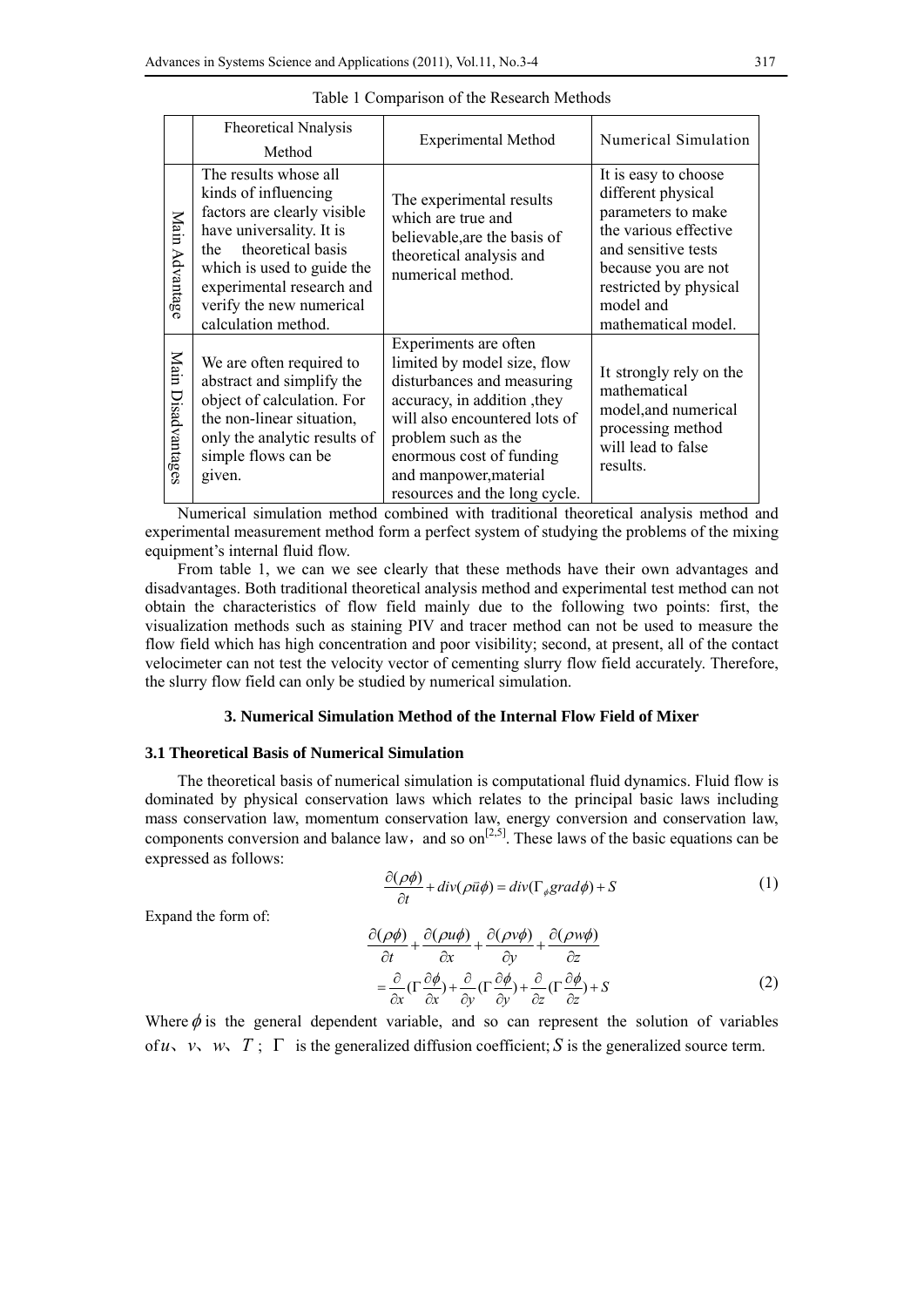Table 1 Comparison of the Research Methods

| | Fheoretical Nnalysis Method | Experimental Method | Numerical Simulation |
|---|---|---|---|
| Main Advantage | The results whose all kinds of influencing factors are clearly visible have universality. It is the theoretical basis which is used to guide the experimental research and verify the new numerical calculation method. | The experimental results which are true and believable,are the basis of theoretical analysis and numerical method. | It is easy to choose different physical parameters to make the various effective and sensitive tests because you are not restricted by physical model and mathematical model. |
| Main Disadvantages | We are often required to abstract and simplify the object of calculation. For the non-linear situation, only the analytic results of simple flows can be given. | Experiments are often limited by model size, flow disturbances and measuring accuracy, in addition ,they will also encountered lots of problem such as the enormous cost of funding and manpower,material resources and the long cycle. | It strongly rely on the mathematical model,and numerical processing method will lead to false results. |

Numerical simulation method combined with traditional theoretical analysis method and experimental measurement method form a perfect system of studying the problems of the mixing equipment's internal fluid flow.

From table 1, we can we see clearly that these methods have their own advantages and disadvantages. Both traditional theoretical analysis method and experimental test method can not obtain the characteristics of flow field mainly due to the following two points: first, the visualization methods such as staining PIV and tracer method can not be used to measure the flow field which has high concentration and poor visibility; second, at present, all of the contact velocimeter can not test the velocity vector of cementing slurry flow field accurately. Therefore, the slurry flow field can only be studied by numerical simulation.

### 3. Numerical Simulation Method of the Internal Flow Field of Mixer

#### 3.1 Theoretical Basis of Numerical Simulation

The theoretical basis of numerical simulation is computational fluid dynamics. Fluid flow is dominated by physical conservation laws which relates to the principal basic laws including mass conservation law, momentum conservation law, energy conversion and conservation law, components conversion and balance law, and so on[2,5]. These laws of the basic equations can be expressed as follows:

$$\frac{\partial(\rho\phi)}{\partial t} + div(\rho\vec{u}\phi) = div(\Gamma_{\phi} grad\phi) + S \tag{1}$$

Expand the form of:

$$\frac{\partial(\rho\phi)}{\partial t} + \frac{\partial(\rho u\phi)}{\partial x} + \frac{\partial(\rho v\phi)}{\partial y} + \frac{\partial(\rho w\phi)}{\partial z} = \frac{\partial}{\partial x}(\Gamma\frac{\partial\phi}{\partial x}) + \frac{\partial}{\partial y}(\Gamma\frac{\partial\phi}{\partial y}) + \frac{\partial}{\partial z}(\Gamma\frac{\partial\phi}{\partial z}) + S \tag{2}$$

Where $\phi$ is the general dependent variable, and so can represent the solution of variables of $u$、$v$、$w$、$T$ ; $\Gamma$ is the generalized diffusion coefficient; $S$ is the generalized source term.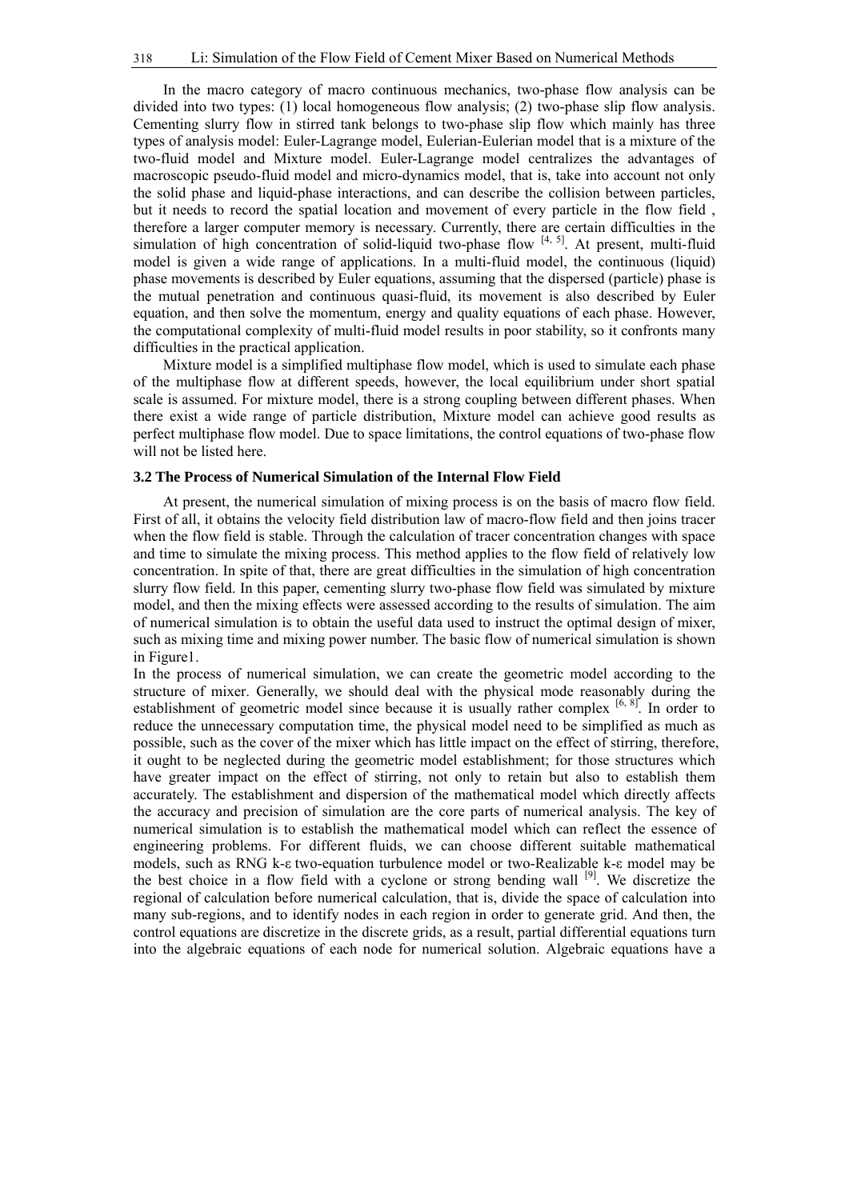In the macro category of macro continuous mechanics, two-phase flow analysis can be divided into two types: (1) local homogeneous flow analysis; (2) two-phase slip flow analysis. Cementing slurry flow in stirred tank belongs to two-phase slip flow which mainly has three types of analysis model: Euler-Lagrange model, Eulerian-Eulerian model that is a mixture of the two-fluid model and Mixture model. Euler-Lagrange model centralizes the advantages of macroscopic pseudo-fluid model and micro-dynamics model, that is, take into account not only the solid phase and liquid-phase interactions, and can describe the collision between particles, but it needs to record the spatial location and movement of every particle in the flow field , therefore a larger computer memory is necessary. Currently, there are certain difficulties in the simulation of high concentration of solid-liquid two-phase flow [4, 5]. At present, multi-fluid model is given a wide range of applications. In a multi-fluid model, the continuous (liquid) phase movements is described by Euler equations, assuming that the dispersed (particle) phase is the mutual penetration and continuous quasi-fluid, its movement is also described by Euler equation, and then solve the momentum, energy and quality equations of each phase. However, the computational complexity of multi-fluid model results in poor stability, so it confronts many difficulties in the practical application.

Mixture model is a simplified multiphase flow model, which is used to simulate each phase of the multiphase flow at different speeds, however, the local equilibrium under short spatial scale is assumed. For mixture model, there is a strong coupling between different phases. When there exist a wide range of particle distribution, Mixture model can achieve good results as perfect multiphase flow model. Due to space limitations, the control equations of two-phase flow will not be listed here.

### 3.2 The Process of Numerical Simulation of the Internal Flow Field

At present, the numerical simulation of mixing process is on the basis of macro flow field. First of all, it obtains the velocity field distribution law of macro-flow field and then joins tracer when the flow field is stable. Through the calculation of tracer concentration changes with space and time to simulate the mixing process. This method applies to the flow field of relatively low concentration. In spite of that, there are great difficulties in the simulation of high concentration slurry flow field. In this paper, cementing slurry two-phase flow field was simulated by mixture model, and then the mixing effects were assessed according to the results of simulation. The aim of numerical simulation is to obtain the useful data used to instruct the optimal design of mixer, such as mixing time and mixing power number. The basic flow of numerical simulation is shown in Figure1.

In the process of numerical simulation, we can create the geometric model according to the structure of mixer. Generally, we should deal with the physical mode reasonably during the establishment of geometric model since because it is usually rather complex [6, 8]. In order to reduce the unnecessary computation time, the physical model need to be simplified as much as possible, such as the cover of the mixer which has little impact on the effect of stirring, therefore, it ought to be neglected during the geometric model establishment; for those structures which have greater impact on the effect of stirring, not only to retain but also to establish them accurately. The establishment and dispersion of the mathematical model which directly affects the accuracy and precision of simulation are the core parts of numerical analysis. The key of numerical simulation is to establish the mathematical model which can reflect the essence of engineering problems. For different fluids, we can choose different suitable mathematical models, such as RNG k-ε two-equation turbulence model or two-Realizable k-ε model may be the best choice in a flow field with a cyclone or strong bending wall [9]. We discretize the regional of calculation before numerical calculation, that is, divide the space of calculation into many sub-regions, and to identify nodes in each region in order to generate grid. And then, the control equations are discretize in the discrete grids, as a result, partial differential equations turn into the algebraic equations of each node for numerical solution. Algebraic equations have a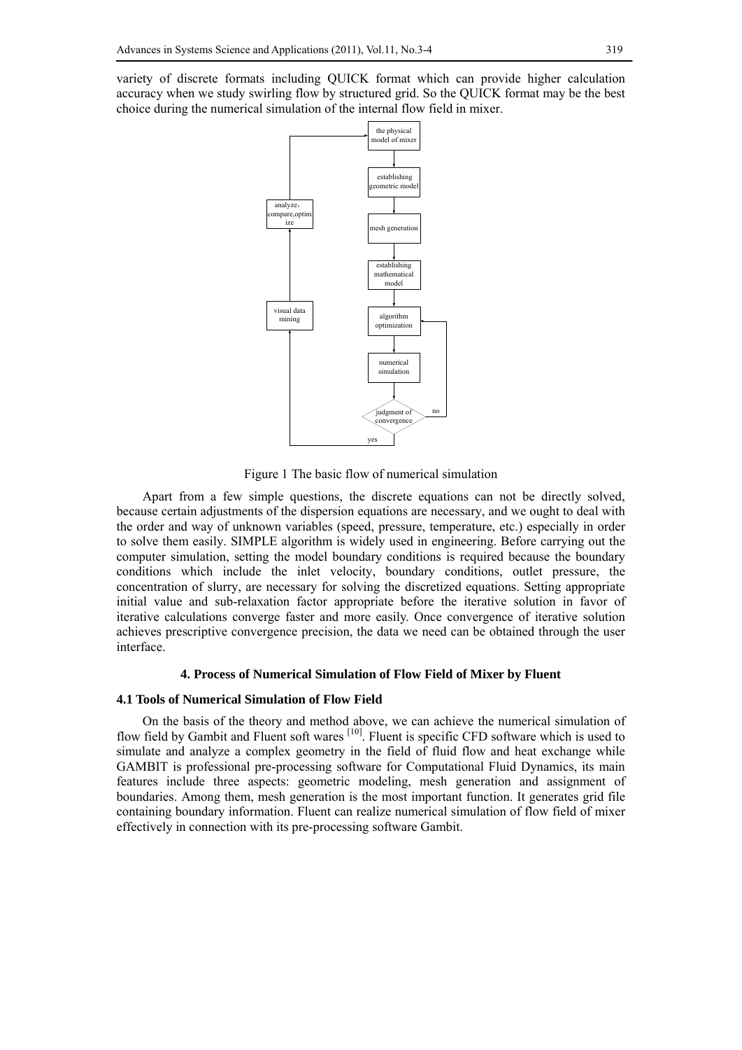variety of discrete formats including QUICK format which can provide higher calculation accuracy when we study swirling flow by structured grid. So the QUICK format may be the best choice during the numerical simulation of the internal flow field in mixer.

Figure 1 The basic flow of numerical simulation

Apart from a few simple questions, the discrete equations can not be directly solved, because certain adjustments of the dispersion equations are necessary, and we ought to deal with the order and way of unknown variables (speed, pressure, temperature, etc.) especially in order to solve them easily. SIMPLE algorithm is widely used in engineering. Before carrying out the computer simulation, setting the model boundary conditions is required because the boundary conditions which include the inlet velocity, boundary conditions, outlet pressure, the concentration of slurry, are necessary for solving the discretized equations. Setting appropriate initial value and sub-relaxation factor appropriate before the iterative solution in favor of iterative calculations converge faster and more easily. Once convergence of iterative solution achieves prescriptive convergence precision, the data we need can be obtained through the user interface.

## 4. Process of Numerical Simulation of Flow Field of Mixer by Fluent

### 4.1 Tools of Numerical Simulation of Flow Field

On the basis of the theory and method above, we can achieve the numerical simulation of flow field by Gambit and Fluent soft wares [10]. Fluent is specific CFD software which is used to simulate and analyze a complex geometry in the field of fluid flow and heat exchange while GAMBIT is professional pre-processing software for Computational Fluid Dynamics, its main features include three aspects: geometric modeling, mesh generation and assignment of boundaries. Among them, mesh generation is the most important function. It generates grid file containing boundary information. Fluent can realize numerical simulation of flow field of mixer effectively in connection with its pre-processing software Gambit.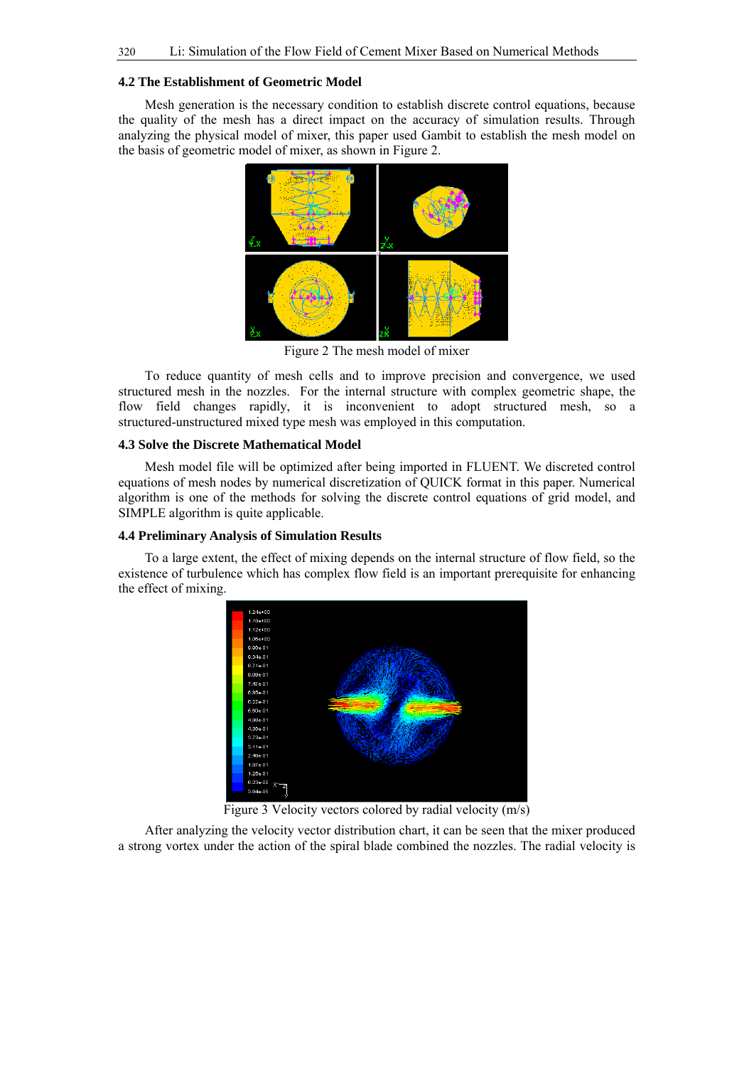### 4.2 The Establishment of Geometric Model

Mesh generation is the necessary condition to establish discrete control equations, because the quality of the mesh has a direct impact on the accuracy of simulation results. Through analyzing the physical model of mixer, this paper used Gambit to establish the mesh model on the basis of geometric model of mixer, as shown in Figure 2.

Figure 2 The mesh model of mixer

To reduce quantity of mesh cells and to improve precision and convergence, we used structured mesh in the nozzles. For the internal structure with complex geometric shape, the flow field changes rapidly, it is inconvenient to adopt structured mesh, so a structured-unstructured mixed type mesh was employed in this computation.

### 4.3 Solve the Discrete Mathematical Model

Mesh model file will be optimized after being imported in FLUENT. We discreted control equations of mesh nodes by numerical discretization of QUICK format in this paper. Numerical algorithm is one of the methods for solving the discrete control equations of grid model, and SIMPLE algorithm is quite applicable.

### 4.4 Preliminary Analysis of Simulation Results

To a large extent, the effect of mixing depends on the internal structure of flow field, so the existence of turbulence which has complex flow field is an important prerequisite for enhancing the effect of mixing.

Figure 3 Velocity vectors colored by radial velocity (m/s)

After analyzing the velocity vector distribution chart, it can be seen that the mixer produced a strong vortex under the action of the spiral blade combined the nozzles. The radial velocity is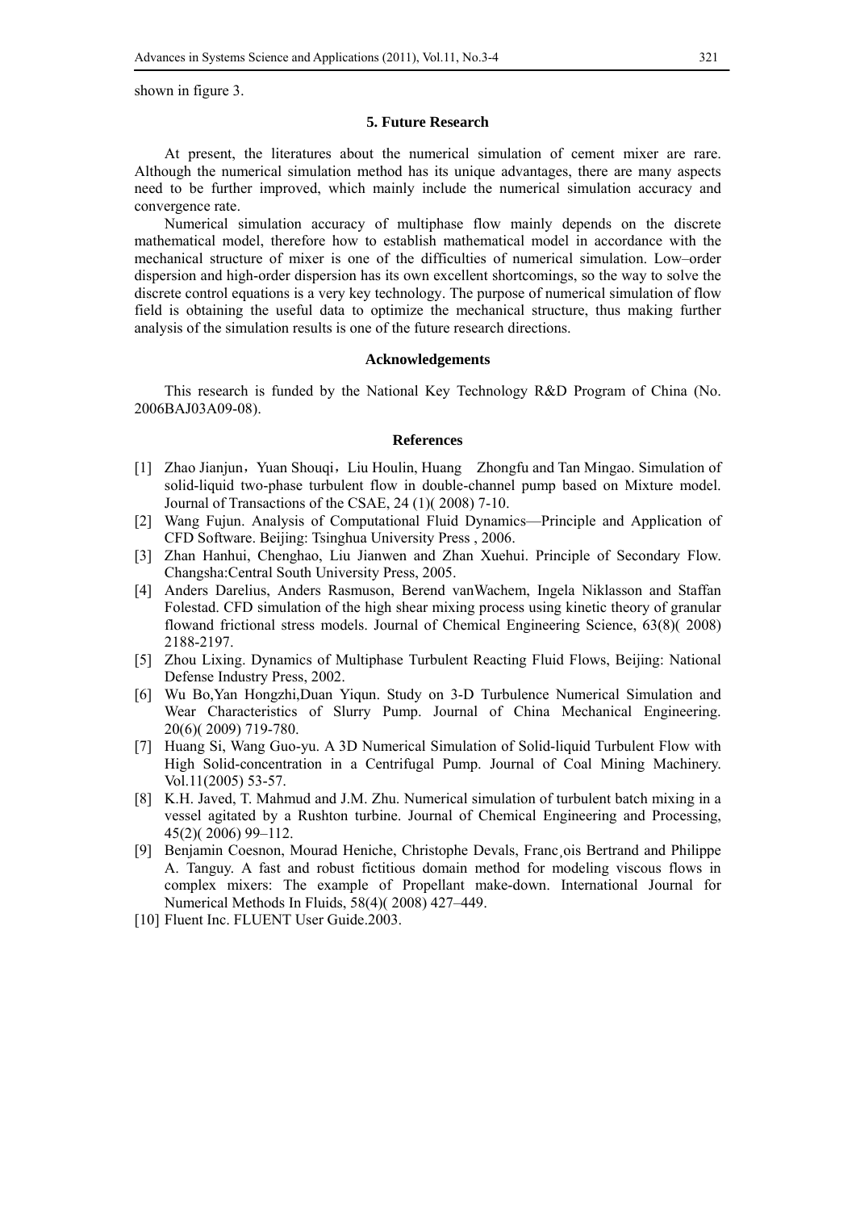shown in figure 3.

## 5. Future Research

At present, the literatures about the numerical simulation of cement mixer are rare. Although the numerical simulation method has its unique advantages, there are many aspects need to be further improved, which mainly include the numerical simulation accuracy and convergence rate.

Numerical simulation accuracy of multiphase flow mainly depends on the discrete mathematical model, therefore how to establish mathematical model in accordance with the mechanical structure of mixer is one of the difficulties of numerical simulation. Low–order dispersion and high-order dispersion has its own excellent shortcomings, so the way to solve the discrete control equations is a very key technology. The purpose of numerical simulation of flow field is obtaining the useful data to optimize the mechanical structure, thus making further analysis of the simulation results is one of the future research directions.

## Acknowledgements

This research is funded by the National Key Technology R&D Program of China (No. 2006BAJ03A09-08).

## References

[1] Zhao Jianjun，Yuan Shouqi，Liu Houlin, Huang Zhongfu and Tan Mingao. Simulation of solid-liquid two-phase turbulent flow in double-channel pump based on Mixture model. Journal of Transactions of the CSAE, 24 (1)( 2008) 7-10.

[2] Wang Fujun. Analysis of Computational Fluid Dynamics—Principle and Application of CFD Software. Beijing: Tsinghua University Press , 2006.

[3] Zhan Hanhui, Chenghao, Liu Jianwen and Zhan Xuehui. Principle of Secondary Flow. Changsha:Central South University Press, 2005.

[4] Anders Darelius, Anders Rasmuson, Berend vanWachem, Ingela Niklasson and Staffan Folestad. CFD simulation of the high shear mixing process using kinetic theory of granular flowand frictional stress models. Journal of Chemical Engineering Science, 63(8)( 2008) 2188-2197.

[5] Zhou Lixing. Dynamics of Multiphase Turbulent Reacting Fluid Flows, Beijing: National Defense Industry Press, 2002.

[6] Wu Bo,Yan Hongzhi,Duan Yiqun. Study on 3-D Turbulence Numerical Simulation and Wear Characteristics of Slurry Pump. Journal of China Mechanical Engineering. 20(6)( 2009) 719-780.

[7] Huang Si, Wang Guo-yu. A 3D Numerical Simulation of Solid-liquid Turbulent Flow with High Solid-concentration in a Centrifugal Pump. Journal of Coal Mining Machinery. Vol.11(2005) 53-57.

[8] K.H. Javed, T. Mahmud and J.M. Zhu. Numerical simulation of turbulent batch mixing in a vessel agitated by a Rushton turbine. Journal of Chemical Engineering and Processing, 45(2)( 2006) 99–112.

[9] Benjamin Coesnon, Mourad Heniche, Christophe Devals, Franc¸ois Bertrand and Philippe A. Tanguy. A fast and robust fictitious domain method for modeling viscous flows in complex mixers: The example of Propellant make-down. International Journal for Numerical Methods In Fluids, 58(4)( 2008) 427–449.

[10] Fluent Inc. FLUENT User Guide.2003.